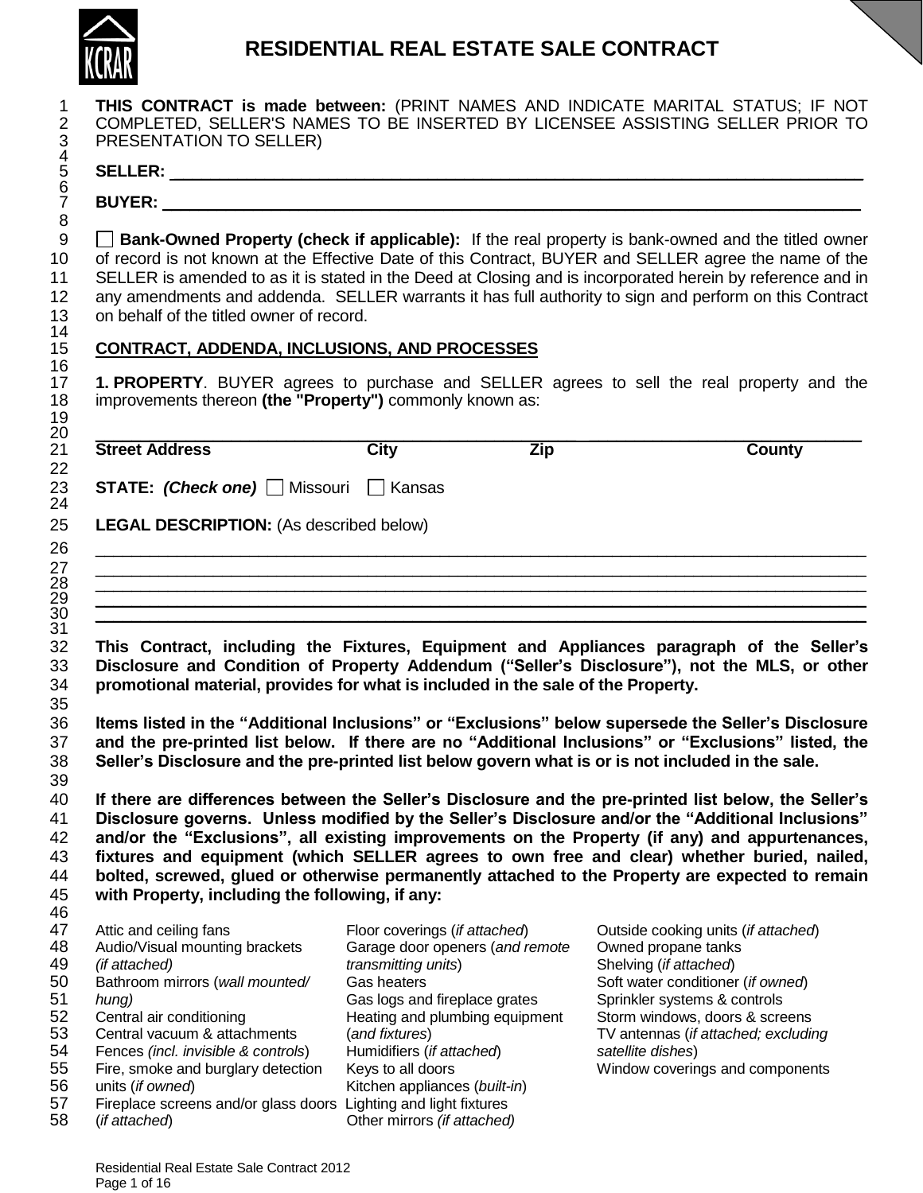# RESIDENTIAL REAL ESTATE SALE CONTRACT

**THIS CONTRACT is made between:** (PRINT NAMES AND INDICATE MARITAL STATUS; IF NOT COMPLETED, SELLER'S NAMES TO BE INSERTED BY LICENSEE ASSISTING SELLER PRIOR TO PRESENTATION TO SELLER)

**SELLER:** ______________________________________________________________________

**BUYER:** ______________________________________________________________________

☐ **Bank-Owned Property (check if applicable):** If the real property is bank-owned and the titled owner of record is not known at the Effective Date of this Contract, BUYER and SELLER agree the name of the SELLER is amended to as it is stated in the Deed at Closing and is incorporated herein by reference and in any amendments and addenda. SELLER warrants it has full authority to sign and perform on this Contract on behalf of the titled owner of record.

## CONTRACT, ADDENDA, INCLUSIONS, AND PROCESSES

**1. PROPERTY**. BUYER agrees to purchase and SELLER agrees to sell the real property and the improvements thereon **(the "Property")** commonly known as:

______________________________________________________________________

**Street Address** **City** **Zip** **County**

**STATE:** ***(Check one)*** ☐ Missouri ☐ Kansas

**LEGAL DESCRIPTION:** (As described below)

______________________________________________________________________
______________________________________________________________________
______________________________________________________________________
______________________________________________________________________
______________________________________________________________________

**This Contract, including the Fixtures, Equipment and Appliances paragraph of the Seller's Disclosure and Condition of Property Addendum ("Seller's Disclosure"), not the MLS, or other promotional material, provides for what is included in the sale of the Property.**

**Items listed in the "Additional Inclusions" or "Exclusions" below supersede the Seller's Disclosure and the pre-printed list below. If there are no "Additional Inclusions" or "Exclusions" listed, the Seller's Disclosure and the pre-printed list below govern what is or is not included in the sale.**

**If there are differences between the Seller's Disclosure and the pre-printed list below, the Seller's Disclosure governs. Unless modified by the Seller's Disclosure and/or the "Additional Inclusions" and/or the "Exclusions", all existing improvements on the Property (if any) and appurtenances, fixtures and equipment (which SELLER agrees to own free and clear) whether buried, nailed, bolted, screwed, glued or otherwise permanently attached to the Property are expected to remain with Property, including the following, if any:**

- Attic and ceiling fans
- Audio/Visual mounting brackets *(if attached)*
- Bathroom mirrors (*wall mounted/ hung)*
- Central air conditioning
- Central vacuum & attachments
- Fences *(incl. invisible & controls*)
- Fire, smoke and burglary detection units (*if owned*)
- Fireplace screens and/or glass doors (*if attached*)
- Floor coverings (*if attached*)
- Garage door openers (*and remote transmitting units*)
- Gas heaters
- Gas logs and fireplace grates
- Heating and plumbing equipment (*and fixtures*)
- Humidifiers (*if attached*)
- Keys to all doors
- Kitchen appliances (*built-in*)
- Lighting and light fixtures
- Other mirrors *(if attached)*
- Outside cooking units (*if attached*)
- Owned propane tanks
- Shelving (*if attached*)
- Soft water conditioner (*if owned*)
- Sprinkler systems & controls
- Storm windows, doors & screens
- TV antennas (*if attached; excluding satellite dishes*)
- Window coverings and components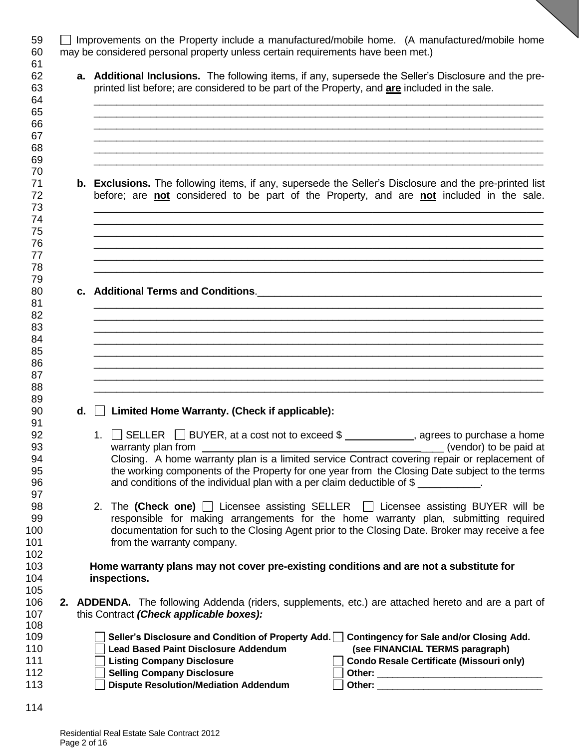☐ Improvements on the Property include a manufactured/mobile home. (A manufactured/mobile home may be considered personal property unless certain requirements have been met.)

**a. Additional Inclusions.** The following items, if any, supersede the Seller's Disclosure and the pre-printed list before; are considered to be part of the Property, and **are** included in the sale.

______________________________________________________________________________
______________________________________________________________________________
______________________________________________________________________________
______________________________________________________________________________
______________________________________________________________________________
______________________________________________________________________________

**b. Exclusions.** The following items, if any, supersede the Seller's Disclosure and the pre-printed list before; are **not** considered to be part of the Property, and are **not** included in the sale.

______________________________________________________________________________
______________________________________________________________________________
______________________________________________________________________________
______________________________________________________________________________
______________________________________________________________________________
______________________________________________________________________________

**c. Additional Terms and Conditions**.______________________________________________________

______________________________________________________________________________
______________________________________________________________________________
______________________________________________________________________________
______________________________________________________________________________
______________________________________________________________________________
______________________________________________________________________________
______________________________________________________________________________
______________________________________________________________________________

**d.** ☐ **Limited Home Warranty. (Check if applicable):**

1. ☐ SELLER ☐ BUYER, at a cost not to exceed $ ____________, agrees to purchase a home warranty plan from ____________________________________________ (vendor) to be paid at Closing. A home warranty plan is a limited service Contract covering repair or replacement of the working components of the Property for one year from the Closing Date subject to the terms and conditions of the individual plan with a per claim deductible of $ ___________.

2. The **(Check one)** ☐ Licensee assisting SELLER ☐ Licensee assisting BUYER will be responsible for making arrangements for the home warranty plan, submitting required documentation for such to the Closing Agent prior to the Closing Date. Broker may receive a fee from the warranty company.

**Home warranty plans may not cover pre-existing conditions and are not a substitute for inspections.**

**2. ADDENDA.** The following Addenda (riders, supplements, etc.) are attached hereto and are a part of this Contract ***(Check applicable boxes):***

| | |
|---|---|
| ☐ **Seller's Disclosure and Condition of Property Add.** | ☐ **Contingency for Sale and/or Closing Add. (see FINANCIAL TERMS paragraph)** |
| ☐ **Lead Based Paint Disclosure Addendum** | |
| ☐ **Listing Company Disclosure** | ☐ **Condo Resale Certificate (Missouri only)** |
| ☐ **Selling Company Disclosure** | ☐ **Other:** ______________________________ |
| ☐ **Dispute Resolution/Mediation Addendum** | ☐ **Other:** ______________________________ |

Residential Real Estate Sale Contract 2012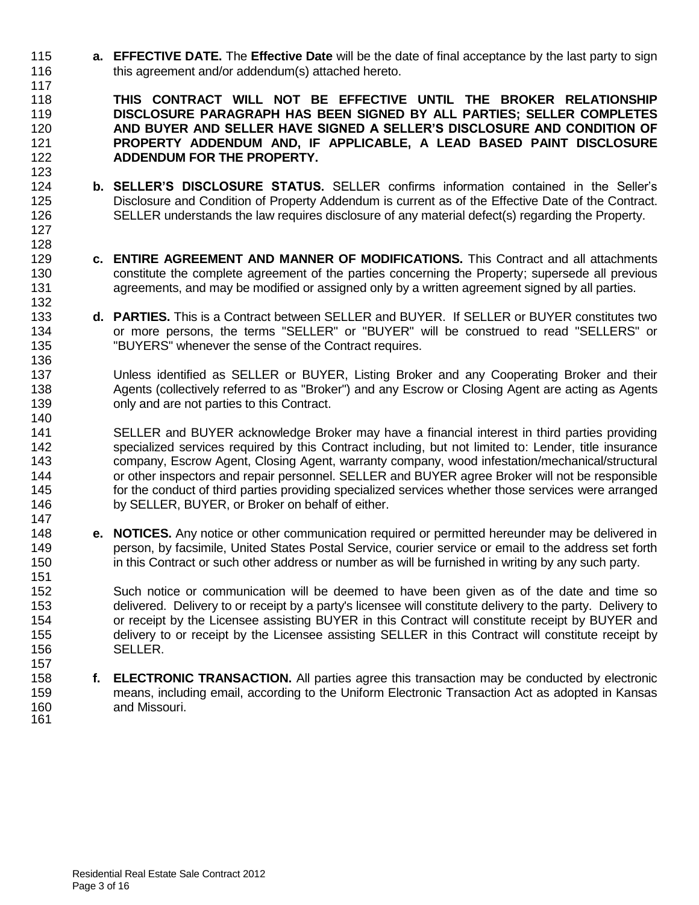**a. EFFECTIVE DATE.** The **Effective Date** will be the date of final acceptance by the last party to sign this agreement and/or addendum(s) attached hereto.

**THIS CONTRACT WILL NOT BE EFFECTIVE UNTIL THE BROKER RELATIONSHIP DISCLOSURE PARAGRAPH HAS BEEN SIGNED BY ALL PARTIES; SELLER COMPLETES AND BUYER AND SELLER HAVE SIGNED A SELLER'S DISCLOSURE AND CONDITION OF PROPERTY ADDENDUM AND, IF APPLICABLE, A LEAD BASED PAINT DISCLOSURE ADDENDUM FOR THE PROPERTY.**

**b. SELLER'S DISCLOSURE STATUS.** SELLER confirms information contained in the Seller's Disclosure and Condition of Property Addendum is current as of the Effective Date of the Contract. SELLER understands the law requires disclosure of any material defect(s) regarding the Property.

**c. ENTIRE AGREEMENT AND MANNER OF MODIFICATIONS.** This Contract and all attachments constitute the complete agreement of the parties concerning the Property; supersede all previous agreements, and may be modified or assigned only by a written agreement signed by all parties.

**d. PARTIES.** This is a Contract between SELLER and BUYER. If SELLER or BUYER constitutes two or more persons, the terms "SELLER" or "BUYER" will be construed to read "SELLERS" or "BUYERS" whenever the sense of the Contract requires.

Unless identified as SELLER or BUYER, Listing Broker and any Cooperating Broker and their Agents (collectively referred to as "Broker") and any Escrow or Closing Agent are acting as Agents only and are not parties to this Contract.

SELLER and BUYER acknowledge Broker may have a financial interest in third parties providing specialized services required by this Contract including, but not limited to: Lender, title insurance company, Escrow Agent, Closing Agent, warranty company, wood infestation/mechanical/structural or other inspectors and repair personnel. SELLER and BUYER agree Broker will not be responsible for the conduct of third parties providing specialized services whether those services were arranged by SELLER, BUYER, or Broker on behalf of either.

**e. NOTICES.** Any notice or other communication required or permitted hereunder may be delivered in person, by facsimile, United States Postal Service, courier service or email to the address set forth in this Contract or such other address or number as will be furnished in writing by any such party.

Such notice or communication will be deemed to have been given as of the date and time so delivered. Delivery to or receipt by a party's licensee will constitute delivery to the party. Delivery to or receipt by the Licensee assisting BUYER in this Contract will constitute receipt by BUYER and delivery to or receipt by the Licensee assisting SELLER in this Contract will constitute receipt by SELLER.

**f. ELECTRONIC TRANSACTION.** All parties agree this transaction may be conducted by electronic means, including email, according to the Uniform Electronic Transaction Act as adopted in Kansas and Missouri.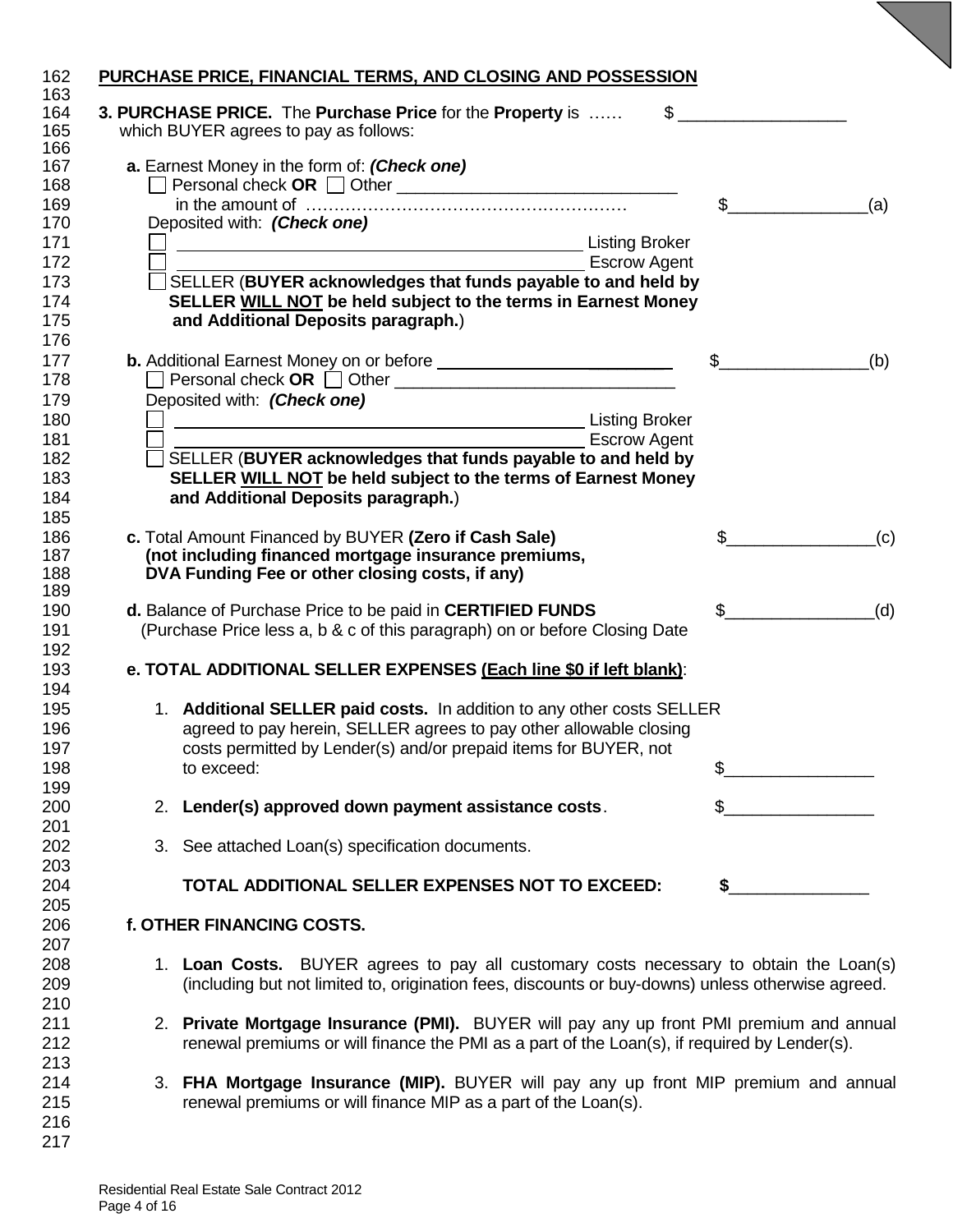## PURCHASE PRICE, FINANCIAL TERMS, AND CLOSING AND POSSESSION

**3. PURCHASE PRICE.** The **Purchase Price** for the **Property** is …… $ __________________
which BUYER agrees to pay as follows:

**a.** Earnest Money in the form of: ***(Check one)***
☐ Personal check **OR** ☐ Other ______________________________
in the amount of ………………………………………………… $_______________(a)
Deposited with: ***(Check one)***
☐ ____________________________________________ Listing Broker
☐ ____________________________________________ Escrow Agent
☐ SELLER (**BUYER acknowledges that funds payable to and held by SELLER WILL NOT be held subject to the terms in Earnest Money and Additional Deposits paragraph.**)

**b.** Additional Earnest Money on or before _________________________ $________________(b)
☐ Personal check **OR** ☐ Other ______________________________
Deposited with: ***(Check one)***
☐ ____________________________________________ Listing Broker
☐ ____________________________________________ Escrow Agent
☐ SELLER (**BUYER acknowledges that funds payable to and held by SELLER WILL NOT be held subject to the terms of Earnest Money and Additional Deposits paragraph.**)

**c.** Total Amount Financed by BUYER **(Zero if Cash Sale) (not including financed mortgage insurance premiums, DVA Funding Fee or other closing costs, if any)** $________________(c)

**d.** Balance of Purchase Price to be paid in **CERTIFIED FUNDS** (Purchase Price less a, b & c of this paragraph) on or before Closing Date $________________(d)

**e. TOTAL ADDITIONAL SELLER EXPENSES (Each line $0 if left blank)**:

1. **Additional SELLER paid costs.** In addition to any other costs SELLER agreed to pay herein, SELLER agrees to pay other allowable closing costs permitted by Lender(s) and/or prepaid items for BUYER, not to exceed: $________________

2. **Lender(s) approved down payment assistance costs**. $________________

3. See attached Loan(s) specification documents.

**TOTAL ADDITIONAL SELLER EXPENSES NOT TO EXCEED: $_______________**

**f. OTHER FINANCING COSTS.**

1. **Loan Costs.** BUYER agrees to pay all customary costs necessary to obtain the Loan(s) (including but not limited to, origination fees, discounts or buy-downs) unless otherwise agreed.

2. **Private Mortgage Insurance (PMI).** BUYER will pay any up front PMI premium and annual renewal premiums or will finance the PMI as a part of the Loan(s), if required by Lender(s).

3. **FHA Mortgage Insurance (MIP).** BUYER will pay any up front MIP premium and annual renewal premiums or will finance MIP as a part of the Loan(s).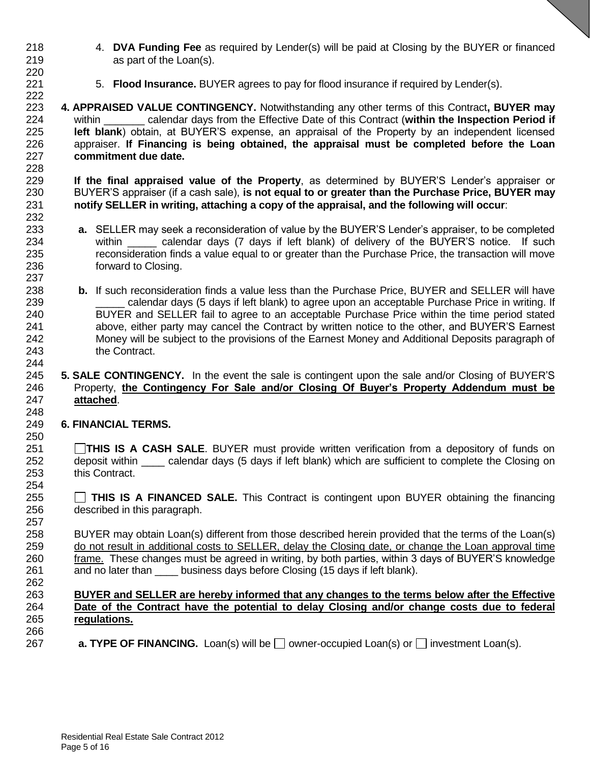4. **DVA Funding Fee** as required by Lender(s) will be paid at Closing by the BUYER or financed as part of the Loan(s).

5. **Flood Insurance.** BUYER agrees to pay for flood insurance if required by Lender(s).

**4. APPRAISED VALUE CONTINGENCY.** Notwithstanding any other terms of this Contract**, BUYER may** within _______ calendar days from the Effective Date of this Contract (**within the Inspection Period if left blank**) obtain, at BUYER'S expense, an appraisal of the Property by an independent licensed appraiser. **If Financing is being obtained, the appraisal must be completed before the Loan commitment due date.**

**If the final appraised value of the Property**, as determined by BUYER'S Lender's appraiser or BUYER'S appraiser (if a cash sale), **is not equal to or greater than the Purchase Price, BUYER may notify SELLER in writing, attaching a copy of the appraisal, and the following will occur**:

**a.** SELLER may seek a reconsideration of value by the BUYER'S Lender's appraiser, to be completed within _____ calendar days (7 days if left blank) of delivery of the BUYER'S notice. If such reconsideration finds a value equal to or greater than the Purchase Price, the transaction will move forward to Closing.

**b.** If such reconsideration finds a value less than the Purchase Price, BUYER and SELLER will have _____ calendar days (5 days if left blank) to agree upon an acceptable Purchase Price in writing. If BUYER and SELLER fail to agree to an acceptable Purchase Price within the time period stated above, either party may cancel the Contract by written notice to the other, and BUYER'S Earnest Money will be subject to the provisions of the Earnest Money and Additional Deposits paragraph of the Contract.

**5. SALE CONTINGENCY.** In the event the sale is contingent upon the sale and/or Closing of BUYER'S Property, **<u>the Contingency For Sale and/or Closing Of Buyer's Property Addendum must be attached</u>**.

**6. FINANCIAL TERMS.**

☐ **THIS IS A CASH SALE**. BUYER must provide written verification from a depository of funds on deposit within ____ calendar days (5 days if left blank) which are sufficient to complete the Closing on this Contract.

☐ **THIS IS A FINANCED SALE.** This Contract is contingent upon BUYER obtaining the financing described in this paragraph.

BUYER may obtain Loan(s) different from those described herein provided that the terms of the Loan(s) <u>do not result in additional costs to SELLER, delay the Closing date, or change the Loan approval time frame.</u> These changes must be agreed in writing, by both parties, within 3 days of BUYER'S knowledge and no later than ____ business days before Closing (15 days if left blank).

**<u>BUYER and SELLER are hereby informed that any changes to the terms below after the Effective Date of the Contract have the potential to delay Closing and/or change costs due to federal regulations.</u>**

**a. TYPE OF FINANCING.** Loan(s) will be ☐ owner-occupied Loan(s) or ☐ investment Loan(s).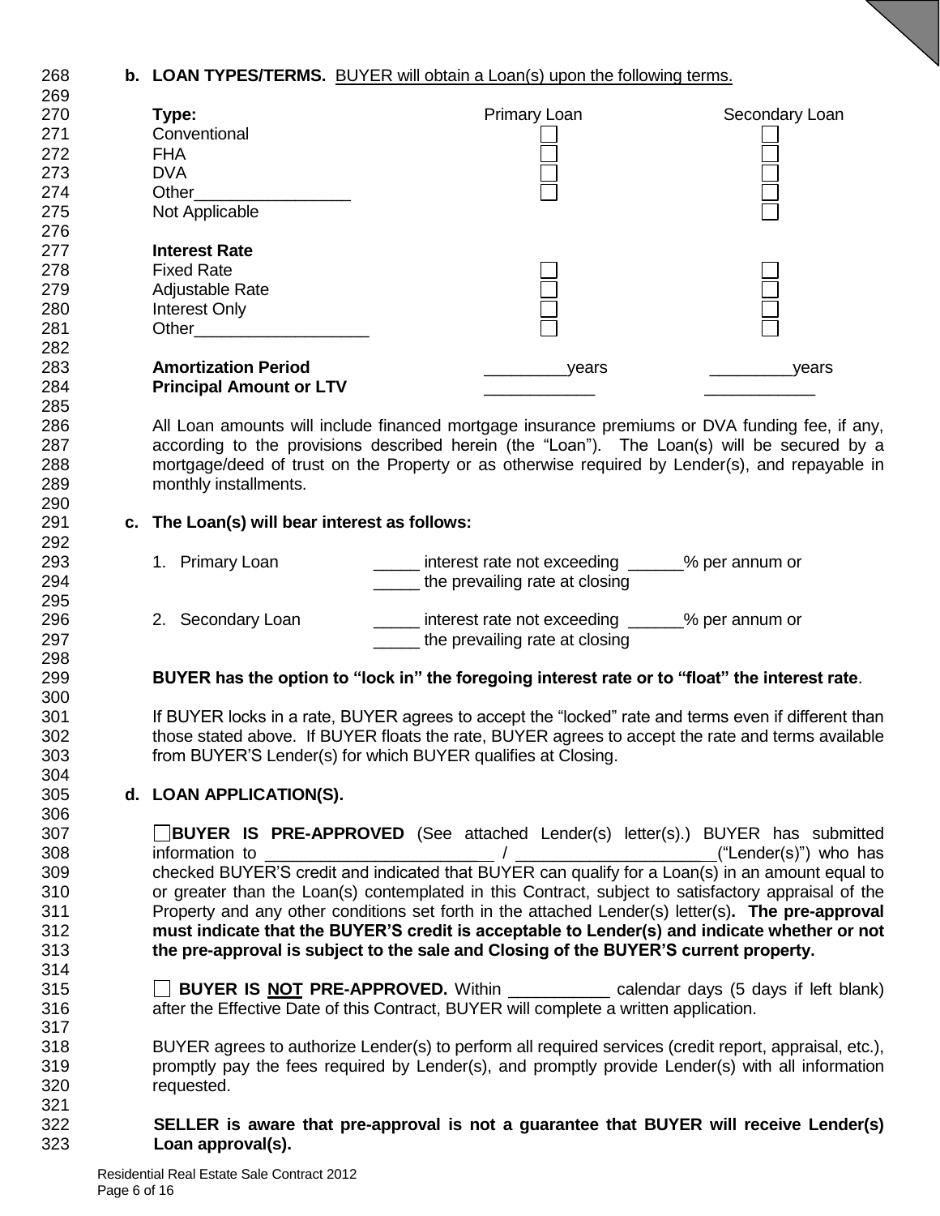**b. LOAN TYPES/TERMS.** BUYER will obtain a Loan(s) upon the following terms.

| **Type:** | Primary Loan | Secondary Loan |
|---|---|---|
| Conventional | ☐ | ☐ |
| FHA | ☐ | ☐ |
| DVA | ☐ | ☐ |
| Other_________________ | ☐ | ☐ |
| Not Applicable | | ☐ |
| **Interest Rate** | | |
| Fixed Rate | ☐ | ☐ |
| Adjustable Rate | ☐ | ☐ |
| Interest Only | ☐ | ☐ |
| Other___________________ | ☐ | ☐ |
| **Amortization Period** | _________years | _________years |
| **Principal Amount or LTV** | ____________ | ____________ |

All Loan amounts will include financed mortgage insurance premiums or DVA funding fee, if any, according to the provisions described herein (the "Loan"). The Loan(s) will be secured by a mortgage/deed of trust on the Property or as otherwise required by Lender(s), and repayable in monthly installments.

**c. The Loan(s) will bear interest as follows:**

1. Primary Loan _____ interest rate not exceeding ______% per annum or
   _____ the prevailing rate at closing

2. Secondary Loan _____ interest rate not exceeding ______% per annum or
   _____ the prevailing rate at closing

**BUYER has the option to "lock in" the foregoing interest rate or to "float" the interest rate**.

If BUYER locks in a rate, BUYER agrees to accept the "locked" rate and terms even if different than those stated above. If BUYER floats the rate, BUYER agrees to accept the rate and terms available from BUYER'S Lender(s) for which BUYER qualifies at Closing.

**d. LOAN APPLICATION(S).**

☐ **BUYER IS PRE-APPROVED** (See attached Lender(s) letter(s).) BUYER has submitted information to ________________________ / _____________________("Lender(s)") who has checked BUYER'S credit and indicated that BUYER can qualify for a Loan(s) in an amount equal to or greater than the Loan(s) contemplated in this Contract, subject to satisfactory appraisal of the Property and any other conditions set forth in the attached Lender(s) letter(s)**. The pre-approval must indicate that the BUYER'S credit is acceptable to Lender(s) and indicate whether or not the pre-approval is subject to the sale and Closing of the BUYER'S current property.**

☐ **BUYER IS NOT PRE-APPROVED.** Within ___________ calendar days (5 days if left blank) after the Effective Date of this Contract, BUYER will complete a written application.

BUYER agrees to authorize Lender(s) to perform all required services (credit report, appraisal, etc.), promptly pay the fees required by Lender(s), and promptly provide Lender(s) with all information requested.

**SELLER is aware that pre-approval is not a guarantee that BUYER will receive Lender(s) Loan approval(s).**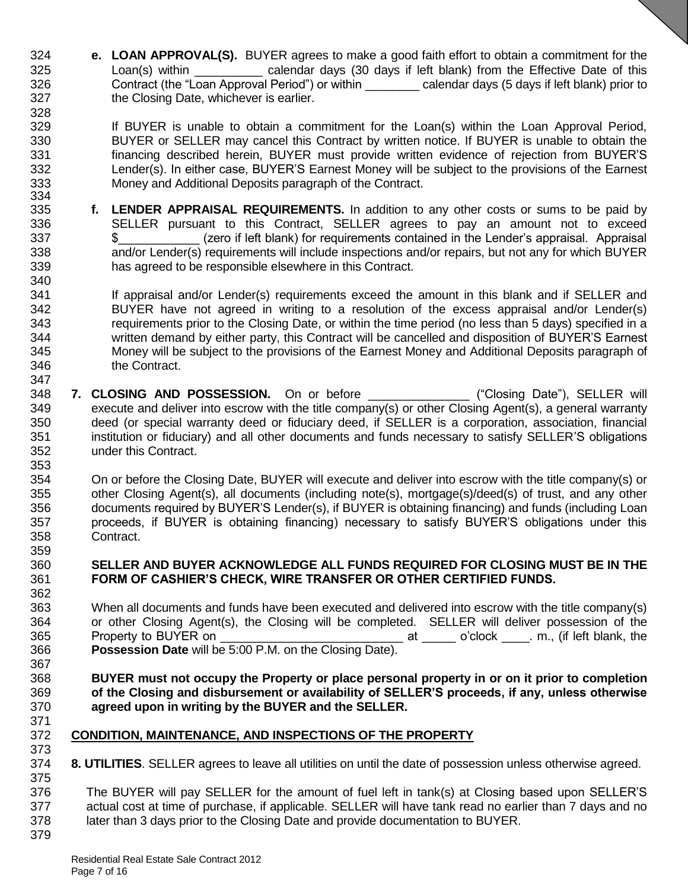**e. LOAN APPROVAL(S).** BUYER agrees to make a good faith effort to obtain a commitment for the Loan(s) within __________ calendar days (30 days if left blank) from the Effective Date of this Contract (the "Loan Approval Period") or within ________ calendar days (5 days if left blank) prior to the Closing Date, whichever is earlier.

If BUYER is unable to obtain a commitment for the Loan(s) within the Loan Approval Period, BUYER or SELLER may cancel this Contract by written notice. If BUYER is unable to obtain the financing described herein, BUYER must provide written evidence of rejection from BUYER'S Lender(s). In either case, BUYER'S Earnest Money will be subject to the provisions of the Earnest Money and Additional Deposits paragraph of the Contract.

**f. LENDER APPRAISAL REQUIREMENTS.** In addition to any other costs or sums to be paid by SELLER pursuant to this Contract, SELLER agrees to pay an amount not to exceed $____________ (zero if left blank) for requirements contained in the Lender's appraisal. Appraisal and/or Lender(s) requirements will include inspections and/or repairs, but not any for which BUYER has agreed to be responsible elsewhere in this Contract.

If appraisal and/or Lender(s) requirements exceed the amount in this blank and if SELLER and BUYER have not agreed in writing to a resolution of the excess appraisal and/or Lender(s) requirements prior to the Closing Date, or within the time period (no less than 5 days) specified in a written demand by either party, this Contract will be cancelled and disposition of BUYER'S Earnest Money will be subject to the provisions of the Earnest Money and Additional Deposits paragraph of the Contract.

**7. CLOSING AND POSSESSION.** On or before _______________ ("Closing Date"), SELLER will execute and deliver into escrow with the title company(s) or other Closing Agent(s), a general warranty deed (or special warranty deed or fiduciary deed, if SELLER is a corporation, association, financial institution or fiduciary) and all other documents and funds necessary to satisfy SELLER'S obligations under this Contract.

On or before the Closing Date, BUYER will execute and deliver into escrow with the title company(s) or other Closing Agent(s), all documents (including note(s), mortgage(s)/deed(s) of trust, and any other documents required by BUYER'S Lender(s), if BUYER is obtaining financing) and funds (including Loan proceeds, if BUYER is obtaining financing) necessary to satisfy BUYER'S obligations under this Contract.

**SELLER AND BUYER ACKNOWLEDGE ALL FUNDS REQUIRED FOR CLOSING MUST BE IN THE FORM OF CASHIER'S CHECK, WIRE TRANSFER OR OTHER CERTIFIED FUNDS.**

When all documents and funds have been executed and delivered into escrow with the title company(s) or other Closing Agent(s), the Closing will be completed. SELLER will deliver possession of the Property to BUYER on ___________________________ at _____ o'clock ____. m., (if left blank, the **Possession Date** will be 5:00 P.M. on the Closing Date).

**BUYER must not occupy the Property or place personal property in or on it prior to completion of the Closing and disbursement or availability of SELLER'S proceeds, if any, unless otherwise agreed upon in writing by the BUYER and the SELLER.**

## CONDITION, MAINTENANCE, AND INSPECTIONS OF THE PROPERTY

**8. UTILITIES**. SELLER agrees to leave all utilities on until the date of possession unless otherwise agreed.

The BUYER will pay SELLER for the amount of fuel left in tank(s) at Closing based upon SELLER'S actual cost at time of purchase, if applicable. SELLER will have tank read no earlier than 7 days and no later than 3 days prior to the Closing Date and provide documentation to BUYER.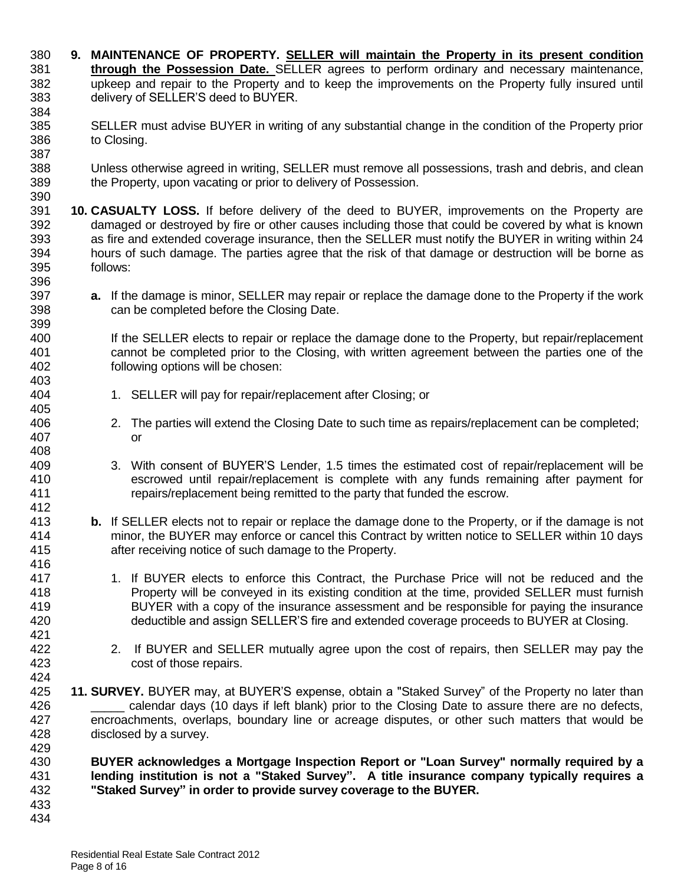**9. MAINTENANCE OF PROPERTY. SELLER will maintain the Property in its present condition through the Possession Date.** SELLER agrees to perform ordinary and necessary maintenance, upkeep and repair to the Property and to keep the improvements on the Property fully insured until delivery of SELLER'S deed to BUYER.

SELLER must advise BUYER in writing of any substantial change in the condition of the Property prior to Closing.

Unless otherwise agreed in writing, SELLER must remove all possessions, trash and debris, and clean the Property, upon vacating or prior to delivery of Possession.

**10. CASUALTY LOSS.** If before delivery of the deed to BUYER, improvements on the Property are damaged or destroyed by fire or other causes including those that could be covered by what is known as fire and extended coverage insurance, then the SELLER must notify the BUYER in writing within 24 hours of such damage. The parties agree that the risk of that damage or destruction will be borne as follows:

**a.** If the damage is minor, SELLER may repair or replace the damage done to the Property if the work can be completed before the Closing Date.

If the SELLER elects to repair or replace the damage done to the Property, but repair/replacement cannot be completed prior to the Closing, with written agreement between the parties one of the following options will be chosen:

1. SELLER will pay for repair/replacement after Closing; or

2. The parties will extend the Closing Date to such time as repairs/replacement can be completed; or

3. With consent of BUYER'S Lender, 1.5 times the estimated cost of repair/replacement will be escrowed until repair/replacement is complete with any funds remaining after payment for repairs/replacement being remitted to the party that funded the escrow.

**b.** If SELLER elects not to repair or replace the damage done to the Property, or if the damage is not minor, the BUYER may enforce or cancel this Contract by written notice to SELLER within 10 days after receiving notice of such damage to the Property.

1. If BUYER elects to enforce this Contract, the Purchase Price will not be reduced and the Property will be conveyed in its existing condition at the time, provided SELLER must furnish BUYER with a copy of the insurance assessment and be responsible for paying the insurance deductible and assign SELLER'S fire and extended coverage proceeds to BUYER at Closing.

2. If BUYER and SELLER mutually agree upon the cost of repairs, then SELLER may pay the cost of those repairs.

**11. SURVEY.** BUYER may, at BUYER'S expense, obtain a "Staked Survey" of the Property no later than _____ calendar days (10 days if left blank) prior to the Closing Date to assure there are no defects, encroachments, overlaps, boundary line or acreage disputes, or other such matters that would be disclosed by a survey.

**BUYER acknowledges a Mortgage Inspection Report or "Loan Survey" normally required by a lending institution is not a "Staked Survey". A title insurance company typically requires a "Staked Survey" in order to provide survey coverage to the BUYER.**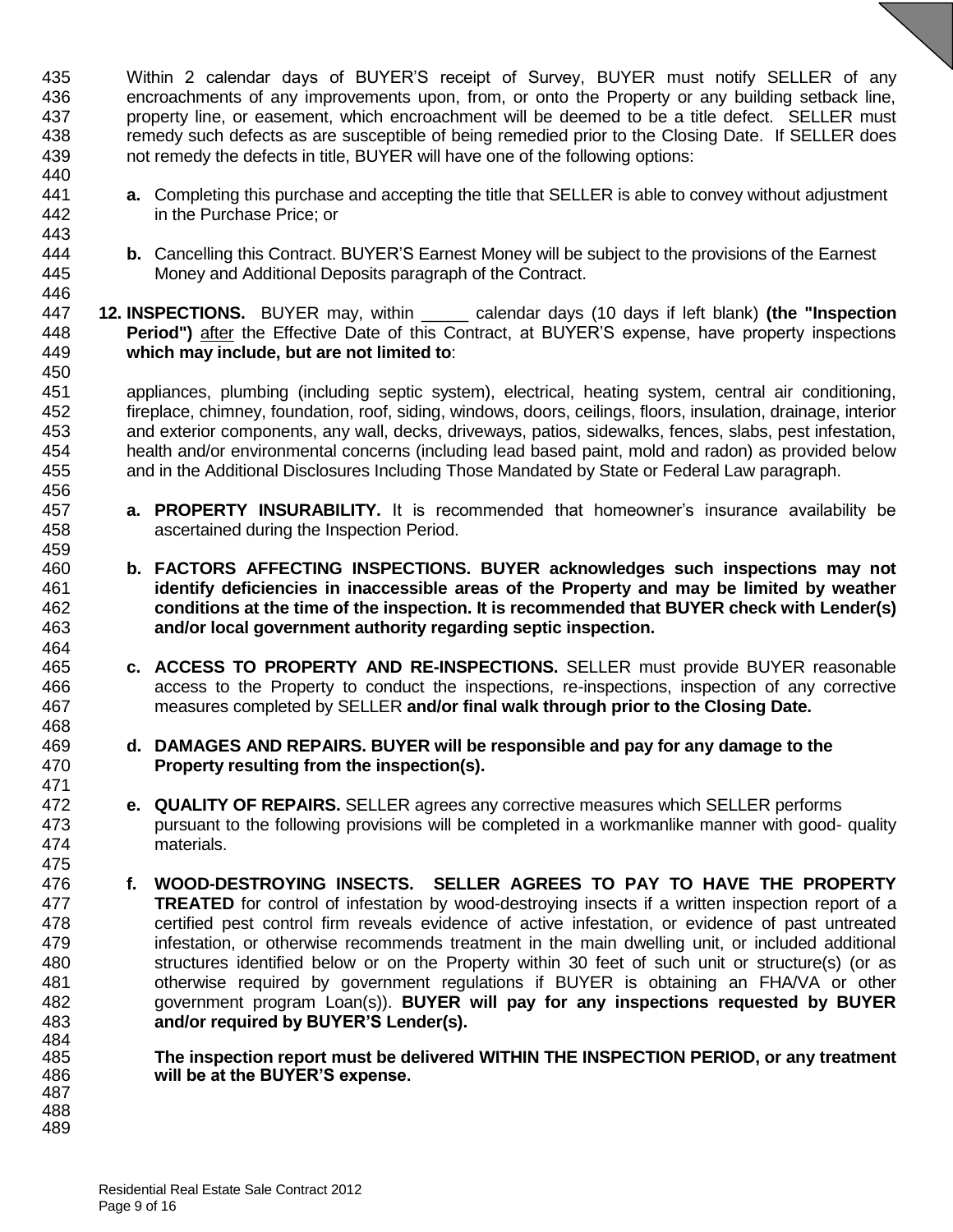Within 2 calendar days of BUYER'S receipt of Survey, BUYER must notify SELLER of any encroachments of any improvements upon, from, or onto the Property or any building setback line, property line, or easement, which encroachment will be deemed to be a title defect. SELLER must remedy such defects as are susceptible of being remedied prior to the Closing Date. If SELLER does not remedy the defects in title, BUYER will have one of the following options:

**a.** Completing this purchase and accepting the title that SELLER is able to convey without adjustment in the Purchase Price; or

**b.** Cancelling this Contract. BUYER'S Earnest Money will be subject to the provisions of the Earnest Money and Additional Deposits paragraph of the Contract.

**12. INSPECTIONS.** BUYER may, within _____ calendar days (10 days if left blank) **(the "Inspection Period")** after the Effective Date of this Contract, at BUYER'S expense, have property inspections **which may include, but are not limited to**:

appliances, plumbing (including septic system), electrical, heating system, central air conditioning, fireplace, chimney, foundation, roof, siding, windows, doors, ceilings, floors, insulation, drainage, interior and exterior components, any wall, decks, driveways, patios, sidewalks, fences, slabs, pest infestation, health and/or environmental concerns (including lead based paint, mold and radon) as provided below and in the Additional Disclosures Including Those Mandated by State or Federal Law paragraph.

**a. PROPERTY INSURABILITY.** It is recommended that homeowner's insurance availability be ascertained during the Inspection Period.

**b. FACTORS AFFECTING INSPECTIONS. BUYER acknowledges such inspections may not identify deficiencies in inaccessible areas of the Property and may be limited by weather conditions at the time of the inspection. It is recommended that BUYER check with Lender(s) and/or local government authority regarding septic inspection.**

**c. ACCESS TO PROPERTY AND RE-INSPECTIONS.** SELLER must provide BUYER reasonable access to the Property to conduct the inspections, re-inspections, inspection of any corrective measures completed by SELLER **and/or final walk through prior to the Closing Date.**

**d. DAMAGES AND REPAIRS. BUYER will be responsible and pay for any damage to the Property resulting from the inspection(s).**

**e. QUALITY OF REPAIRS.** SELLER agrees any corrective measures which SELLER performs pursuant to the following provisions will be completed in a workmanlike manner with good- quality materials.

**f. WOOD-DESTROYING INSECTS. SELLER AGREES TO PAY TO HAVE THE PROPERTY TREATED** for control of infestation by wood-destroying insects if a written inspection report of a certified pest control firm reveals evidence of active infestation, or evidence of past untreated infestation, or otherwise recommends treatment in the main dwelling unit, or included additional structures identified below or on the Property within 30 feet of such unit or structure(s) (or as otherwise required by government regulations if BUYER is obtaining an FHA/VA or other government program Loan(s)). **BUYER will pay for any inspections requested by BUYER and/or required by BUYER'S Lender(s).**

**The inspection report must be delivered WITHIN THE INSPECTION PERIOD, or any treatment will be at the BUYER'S expense.**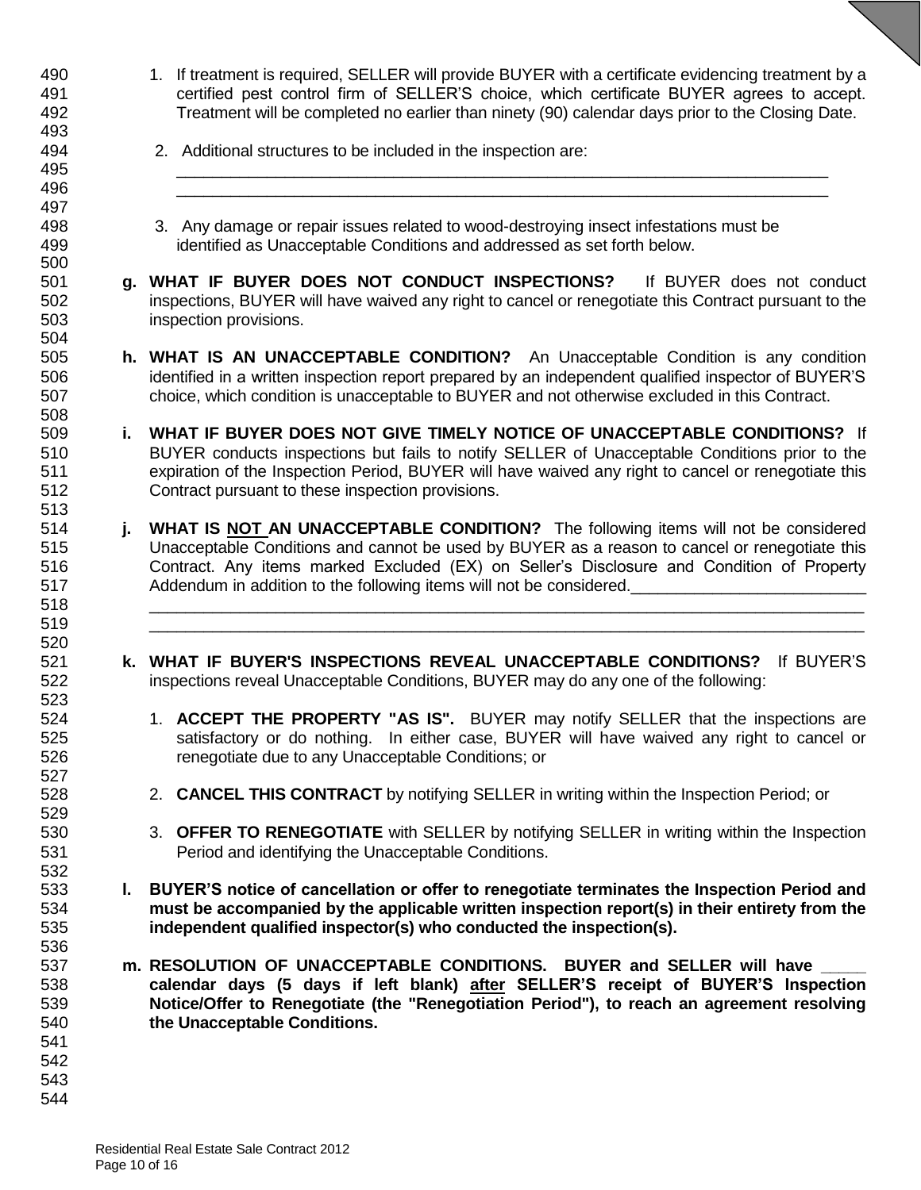1. If treatment is required, SELLER will provide BUYER with a certificate evidencing treatment by a certified pest control firm of SELLER'S choice, which certificate BUYER agrees to accept. Treatment will be completed no earlier than ninety (90) calendar days prior to the Closing Date.

2. Additional structures to be included in the inspection are:
____________________________________________________________________________
____________________________________________________________________________

3. Any damage or repair issues related to wood-destroying insect infestations must be identified as Unacceptable Conditions and addressed as set forth below.

**g. WHAT IF BUYER DOES NOT CONDUCT INSPECTIONS?** If BUYER does not conduct inspections, BUYER will have waived any right to cancel or renegotiate this Contract pursuant to the inspection provisions.

**h. WHAT IS AN UNACCEPTABLE CONDITION?** An Unacceptable Condition is any condition identified in a written inspection report prepared by an independent qualified inspector of BUYER'S choice, which condition is unacceptable to BUYER and not otherwise excluded in this Contract.

**i. WHAT IF BUYER DOES NOT GIVE TIMELY NOTICE OF UNACCEPTABLE CONDITIONS?** If BUYER conducts inspections but fails to notify SELLER of Unacceptable Conditions prior to the expiration of the Inspection Period, BUYER will have waived any right to cancel or renegotiate this Contract pursuant to these inspection provisions.

**j. WHAT IS <u>NOT</u> AN UNACCEPTABLE CONDITION?** The following items will not be considered Unacceptable Conditions and cannot be used by BUYER as a reason to cancel or renegotiate this Contract. Any items marked Excluded (EX) on Seller's Disclosure and Condition of Property Addendum in addition to the following items will not be considered.__________________________
______________________________________________________________________________
______________________________________________________________________________

**k. WHAT IF BUYER'S INSPECTIONS REVEAL UNACCEPTABLE CONDITIONS?** If BUYER'S inspections reveal Unacceptable Conditions, BUYER may do any one of the following:

1. **ACCEPT THE PROPERTY "AS IS".** BUYER may notify SELLER that the inspections are satisfactory or do nothing. In either case, BUYER will have waived any right to cancel or renegotiate due to any Unacceptable Conditions; or

2. **CANCEL THIS CONTRACT** by notifying SELLER in writing within the Inspection Period; or

3. **OFFER TO RENEGOTIATE** with SELLER by notifying SELLER in writing within the Inspection Period and identifying the Unacceptable Conditions.

**l. BUYER'S notice of cancellation or offer to renegotiate terminates the Inspection Period and must be accompanied by the applicable written inspection report(s) in their entirety from the independent qualified inspector(s) who conducted the inspection(s).**

**m. RESOLUTION OF UNACCEPTABLE CONDITIONS. BUYER and SELLER will have _____ calendar days (5 days if left blank) <u>after</u> SELLER'S receipt of BUYER'S Inspection Notice/Offer to Renegotiate (the "Renegotiation Period"), to reach an agreement resolving the Unacceptable Conditions.**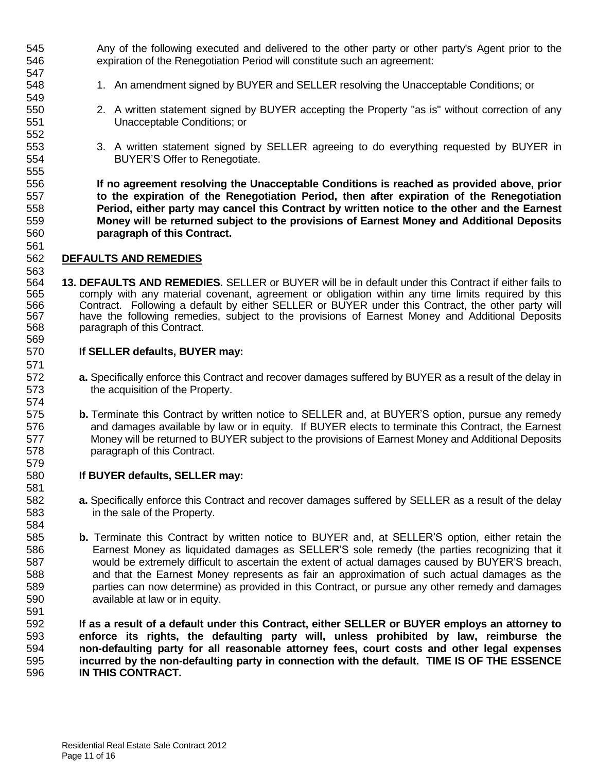Any of the following executed and delivered to the other party or other party's Agent prior to the expiration of the Renegotiation Period will constitute such an agreement:

1. An amendment signed by BUYER and SELLER resolving the Unacceptable Conditions; or

2. A written statement signed by BUYER accepting the Property "as is" without correction of any Unacceptable Conditions; or

3. A written statement signed by SELLER agreeing to do everything requested by BUYER in BUYER'S Offer to Renegotiate.

**If no agreement resolving the Unacceptable Conditions is reached as provided above, prior to the expiration of the Renegotiation Period, then after expiration of the Renegotiation Period, either party may cancel this Contract by written notice to the other and the Earnest Money will be returned subject to the provisions of Earnest Money and Additional Deposits paragraph of this Contract.**

## DEFAULTS AND REMEDIES

**13. DEFAULTS AND REMEDIES.** SELLER or BUYER will be in default under this Contract if either fails to comply with any material covenant, agreement or obligation within any time limits required by this Contract. Following a default by either SELLER or BUYER under this Contract, the other party will have the following remedies, subject to the provisions of Earnest Money and Additional Deposits paragraph of this Contract.

**If SELLER defaults, BUYER may:**

**a.** Specifically enforce this Contract and recover damages suffered by BUYER as a result of the delay in the acquisition of the Property.

**b.** Terminate this Contract by written notice to SELLER and, at BUYER'S option, pursue any remedy and damages available by law or in equity. If BUYER elects to terminate this Contract, the Earnest Money will be returned to BUYER subject to the provisions of Earnest Money and Additional Deposits paragraph of this Contract.

**If BUYER defaults, SELLER may:**

**a.** Specifically enforce this Contract and recover damages suffered by SELLER as a result of the delay in the sale of the Property.

**b.** Terminate this Contract by written notice to BUYER and, at SELLER'S option, either retain the Earnest Money as liquidated damages as SELLER'S sole remedy (the parties recognizing that it would be extremely difficult to ascertain the extent of actual damages caused by BUYER'S breach, and that the Earnest Money represents as fair an approximation of such actual damages as the parties can now determine) as provided in this Contract, or pursue any other remedy and damages available at law or in equity.

**If as a result of a default under this Contract, either SELLER or BUYER employs an attorney to enforce its rights, the defaulting party will, unless prohibited by law, reimburse the non-defaulting party for all reasonable attorney fees, court costs and other legal expenses incurred by the non-defaulting party in connection with the default. TIME IS OF THE ESSENCE IN THIS CONTRACT.**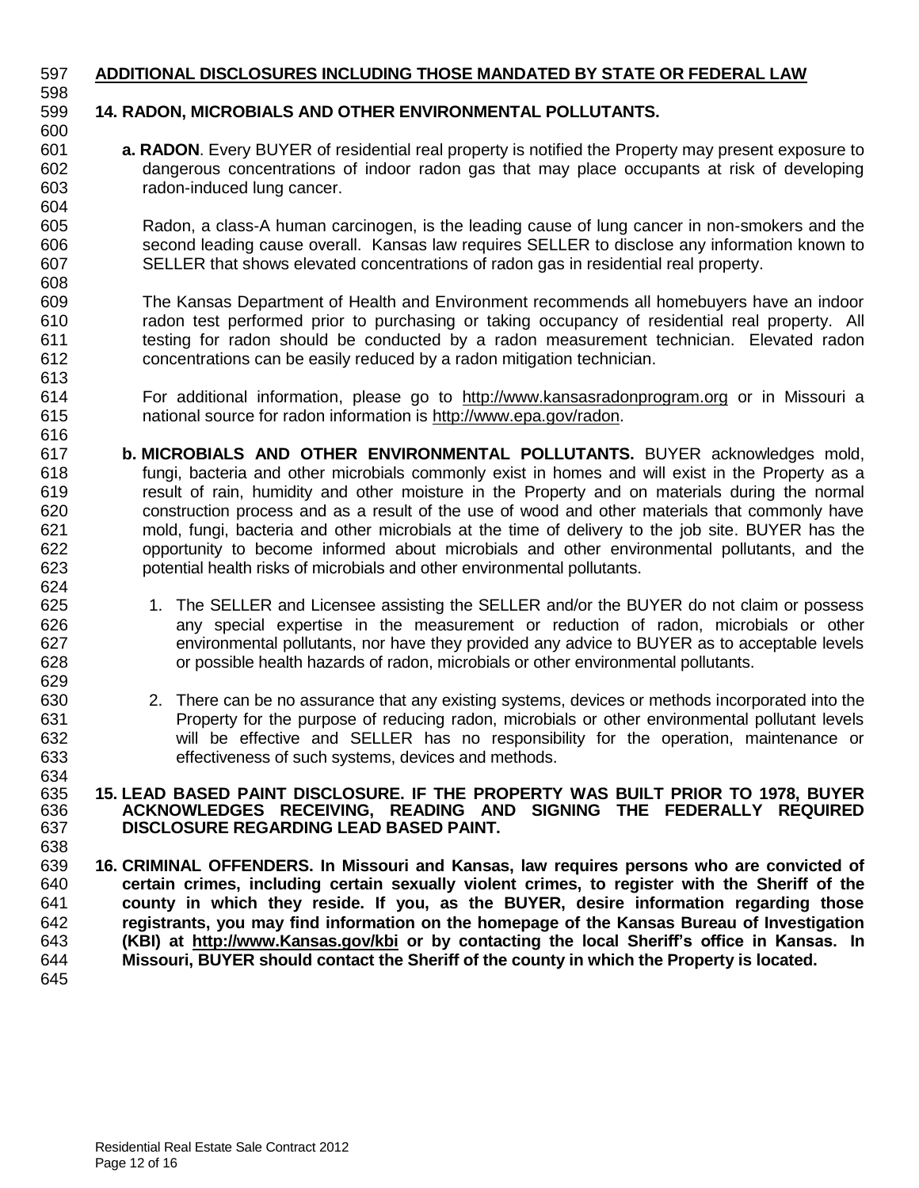**ADDITIONAL DISCLOSURES INCLUDING THOSE MANDATED BY STATE OR FEDERAL LAW**

**14. RADON, MICROBIALS AND OTHER ENVIRONMENTAL POLLUTANTS.**

**a. RADON**. Every BUYER of residential real property is notified the Property may present exposure to dangerous concentrations of indoor radon gas that may place occupants at risk of developing radon-induced lung cancer.

Radon, a class-A human carcinogen, is the leading cause of lung cancer in non-smokers and the second leading cause overall. Kansas law requires SELLER to disclose any information known to SELLER that shows elevated concentrations of radon gas in residential real property.

The Kansas Department of Health and Environment recommends all homebuyers have an indoor radon test performed prior to purchasing or taking occupancy of residential real property. All testing for radon should be conducted by a radon measurement technician. Elevated radon concentrations can be easily reduced by a radon mitigation technician.

For additional information, please go to http://www.kansasradonprogram.org or in Missouri a national source for radon information is http://www.epa.gov/radon.

**b. MICROBIALS AND OTHER ENVIRONMENTAL POLLUTANTS.** BUYER acknowledges mold, fungi, bacteria and other microbials commonly exist in homes and will exist in the Property as a result of rain, humidity and other moisture in the Property and on materials during the normal construction process and as a result of the use of wood and other materials that commonly have mold, fungi, bacteria and other microbials at the time of delivery to the job site. BUYER has the opportunity to become informed about microbials and other environmental pollutants, and the potential health risks of microbials and other environmental pollutants.

1. The SELLER and Licensee assisting the SELLER and/or the BUYER do not claim or possess any special expertise in the measurement or reduction of radon, microbials or other environmental pollutants, nor have they provided any advice to BUYER as to acceptable levels or possible health hazards of radon, microbials or other environmental pollutants.

2. There can be no assurance that any existing systems, devices or methods incorporated into the Property for the purpose of reducing radon, microbials or other environmental pollutant levels will be effective and SELLER has no responsibility for the operation, maintenance or effectiveness of such systems, devices and methods.

**15. LEAD BASED PAINT DISCLOSURE. IF THE PROPERTY WAS BUILT PRIOR TO 1978, BUYER ACKNOWLEDGES RECEIVING, READING AND SIGNING THE FEDERALLY REQUIRED DISCLOSURE REGARDING LEAD BASED PAINT.**

**16. CRIMINAL OFFENDERS. In Missouri and Kansas, law requires persons who are convicted of certain crimes, including certain sexually violent crimes, to register with the Sheriff of the county in which they reside. If you, as the BUYER, desire information regarding those registrants, you may find information on the homepage of the Kansas Bureau of Investigation (KBI) at http://www.Kansas.gov/kbi or by contacting the local Sheriff's office in Kansas. In Missouri, BUYER should contact the Sheriff of the county in which the Property is located.**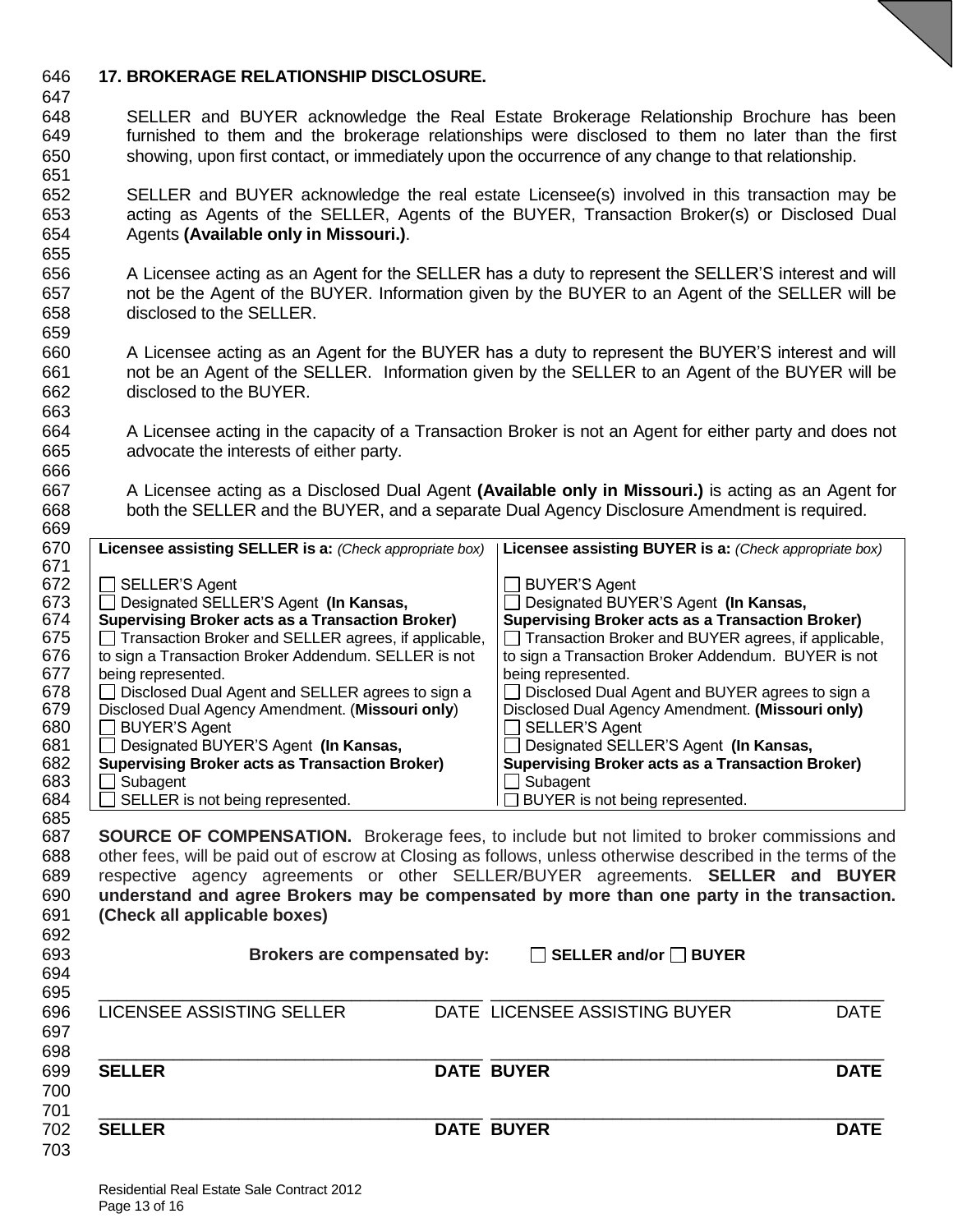## 17. BROKERAGE RELATIONSHIP DISCLOSURE.

SELLER and BUYER acknowledge the Real Estate Brokerage Relationship Brochure has been furnished to them and the brokerage relationships were disclosed to them no later than the first showing, upon first contact, or immediately upon the occurrence of any change to that relationship.

SELLER and BUYER acknowledge the real estate Licensee(s) involved in this transaction may be acting as Agents of the SELLER, Agents of the BUYER, Transaction Broker(s) or Disclosed Dual Agents **(Available only in Missouri.)**.

A Licensee acting as an Agent for the SELLER has a duty to represent the SELLER'S interest and will not be the Agent of the BUYER. Information given by the BUYER to an Agent of the SELLER will be disclosed to the SELLER.

A Licensee acting as an Agent for the BUYER has a duty to represent the BUYER'S interest and will not be an Agent of the SELLER. Information given by the SELLER to an Agent of the BUYER will be disclosed to the BUYER.

A Licensee acting in the capacity of a Transaction Broker is not an Agent for either party and does not advocate the interests of either party.

A Licensee acting as a Disclosed Dual Agent **(Available only in Missouri.)** is acting as an Agent for both the SELLER and the BUYER, and a separate Dual Agency Disclosure Amendment is required.

| **Licensee assisting SELLER is a:** *(Check appropriate box)* | **Licensee assisting BUYER is a:** *(Check appropriate box)* |
|---|---|
| ☐ SELLER'S Agent | ☐ BUYER'S Agent |
| ☐ Designated SELLER'S Agent **(In Kansas, Supervising Broker acts as a Transaction Broker)** | ☐ Designated BUYER'S Agent **(In Kansas, Supervising Broker acts as a Transaction Broker)** |
| ☐ Transaction Broker and SELLER agrees, if applicable, to sign a Transaction Broker Addendum. SELLER is not being represented. | ☐ Transaction Broker and BUYER agrees, if applicable, to sign a Transaction Broker Addendum. BUYER is not being represented. |
| ☐ Disclosed Dual Agent and SELLER agrees to sign a Disclosed Dual Agency Amendment. (**Missouri only**) | ☐ Disclosed Dual Agent and BUYER agrees to sign a Disclosed Dual Agency Amendment. **(Missouri only)** |
| ☐ BUYER'S Agent | ☐ SELLER'S Agent |
| ☐ Designated BUYER'S Agent **(In Kansas, Supervising Broker acts as Transaction Broker)** | ☐ Designated SELLER'S Agent **(In Kansas, Supervising Broker acts as a Transaction Broker)** |
| ☐ Subagent | ☐ Subagent |
| ☐ SELLER is not being represented. | ☐ BUYER is not being represented. |

**SOURCE OF COMPENSATION.** Brokerage fees, to include but not limited to broker commissions and other fees, will be paid out of escrow at Closing as follows, unless otherwise described in the terms of the respective agency agreements or other SELLER/BUYER agreements. **SELLER and BUYER understand and agree Brokers may be compensated by more than one party in the transaction. (Check all applicable boxes)**

**Brokers are compensated by:** ☐ **SELLER and/or** ☐ **BUYER**

| | | | |
|---|---|---|---|
| \_\_\_\_\_\_\_\_\_\_\_\_\_\_\_\_\_\_\_\_\_\_\_\_\_\_\_\_ | | \_\_\_\_\_\_\_\_\_\_\_\_\_\_\_\_\_\_\_\_\_\_\_\_\_\_\_\_ | |
| LICENSEE ASSISTING SELLER | DATE | LICENSEE ASSISTING BUYER | DATE |
| \_\_\_\_\_\_\_\_\_\_\_\_\_\_\_\_\_\_\_\_\_\_\_\_\_\_\_\_ | | \_\_\_\_\_\_\_\_\_\_\_\_\_\_\_\_\_\_\_\_\_\_\_\_\_\_\_\_ | |
| **SELLER** | **DATE** | **BUYER** | **DATE** |
| \_\_\_\_\_\_\_\_\_\_\_\_\_\_\_\_\_\_\_\_\_\_\_\_\_\_\_\_ | | \_\_\_\_\_\_\_\_\_\_\_\_\_\_\_\_\_\_\_\_\_\_\_\_\_\_\_\_ | |
| **SELLER** | **DATE** | **BUYER** | **DATE** |

Residential Real Estate Sale Contract 2012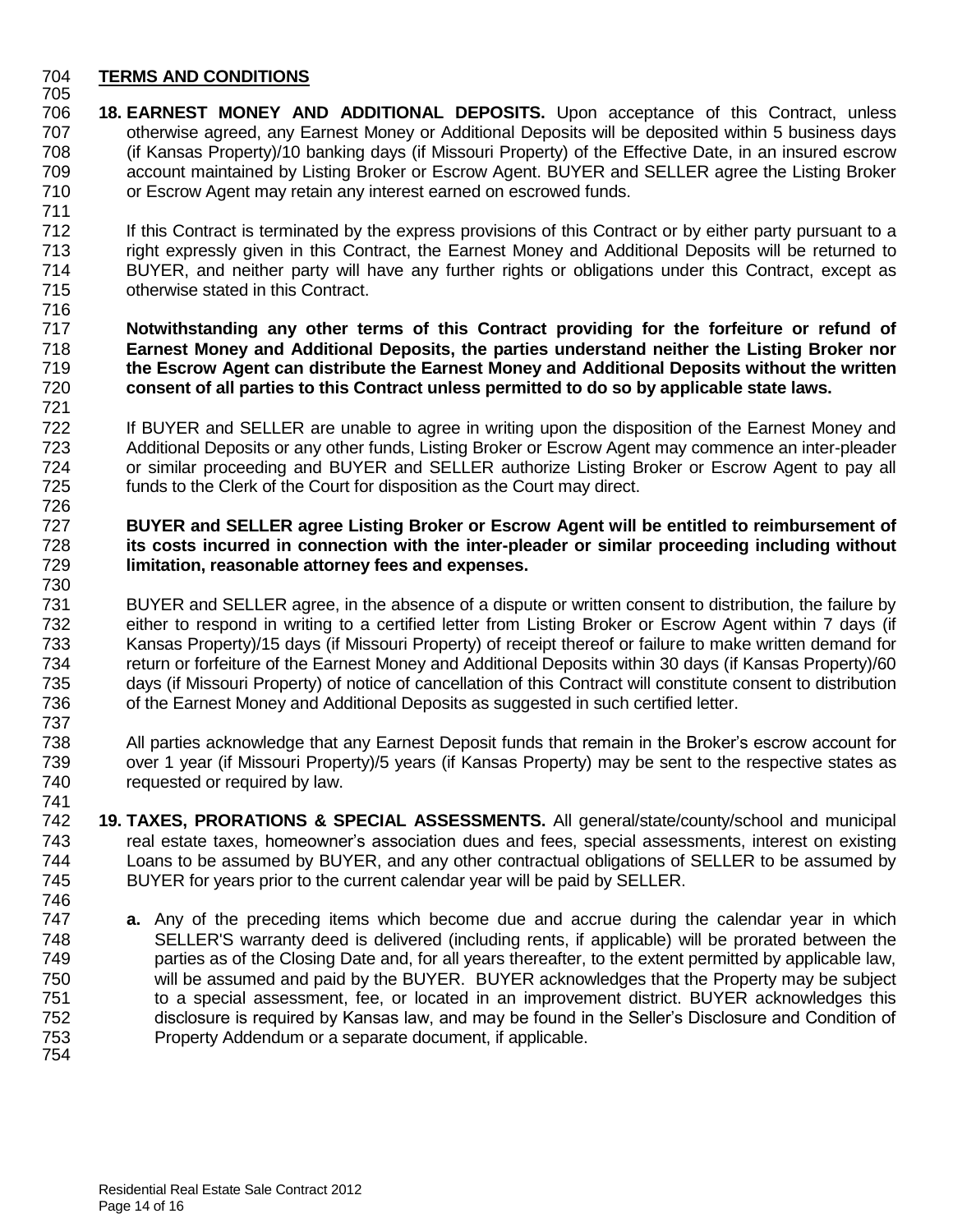**TERMS AND CONDITIONS**

**18. EARNEST MONEY AND ADDITIONAL DEPOSITS.** Upon acceptance of this Contract, unless otherwise agreed, any Earnest Money or Additional Deposits will be deposited within 5 business days (if Kansas Property)/10 banking days (if Missouri Property) of the Effective Date, in an insured escrow account maintained by Listing Broker or Escrow Agent. BUYER and SELLER agree the Listing Broker or Escrow Agent may retain any interest earned on escrowed funds.

If this Contract is terminated by the express provisions of this Contract or by either party pursuant to a right expressly given in this Contract, the Earnest Money and Additional Deposits will be returned to BUYER, and neither party will have any further rights or obligations under this Contract, except as otherwise stated in this Contract.

**Notwithstanding any other terms of this Contract providing for the forfeiture or refund of Earnest Money and Additional Deposits, the parties understand neither the Listing Broker nor the Escrow Agent can distribute the Earnest Money and Additional Deposits without the written consent of all parties to this Contract unless permitted to do so by applicable state laws.**

If BUYER and SELLER are unable to agree in writing upon the disposition of the Earnest Money and Additional Deposits or any other funds, Listing Broker or Escrow Agent may commence an inter-pleader or similar proceeding and BUYER and SELLER authorize Listing Broker or Escrow Agent to pay all funds to the Clerk of the Court for disposition as the Court may direct.

**BUYER and SELLER agree Listing Broker or Escrow Agent will be entitled to reimbursement of its costs incurred in connection with the inter-pleader or similar proceeding including without limitation, reasonable attorney fees and expenses.**

BUYER and SELLER agree, in the absence of a dispute or written consent to distribution, the failure by either to respond in writing to a certified letter from Listing Broker or Escrow Agent within 7 days (if Kansas Property)/15 days (if Missouri Property) of receipt thereof or failure to make written demand for return or forfeiture of the Earnest Money and Additional Deposits within 30 days (if Kansas Property)/60 days (if Missouri Property) of notice of cancellation of this Contract will constitute consent to distribution of the Earnest Money and Additional Deposits as suggested in such certified letter.

All parties acknowledge that any Earnest Deposit funds that remain in the Broker's escrow account for over 1 year (if Missouri Property)/5 years (if Kansas Property) may be sent to the respective states as requested or required by law.

**19. TAXES, PRORATIONS & SPECIAL ASSESSMENTS.** All general/state/county/school and municipal real estate taxes, homeowner's association dues and fees, special assessments, interest on existing Loans to be assumed by BUYER, and any other contractual obligations of SELLER to be assumed by BUYER for years prior to the current calendar year will be paid by SELLER.

**a.** Any of the preceding items which become due and accrue during the calendar year in which SELLER'S warranty deed is delivered (including rents, if applicable) will be prorated between the parties as of the Closing Date and, for all years thereafter, to the extent permitted by applicable law, will be assumed and paid by the BUYER. BUYER acknowledges that the Property may be subject to a special assessment, fee, or located in an improvement district. BUYER acknowledges this disclosure is required by Kansas law, and may be found in the Seller's Disclosure and Condition of Property Addendum or a separate document, if applicable.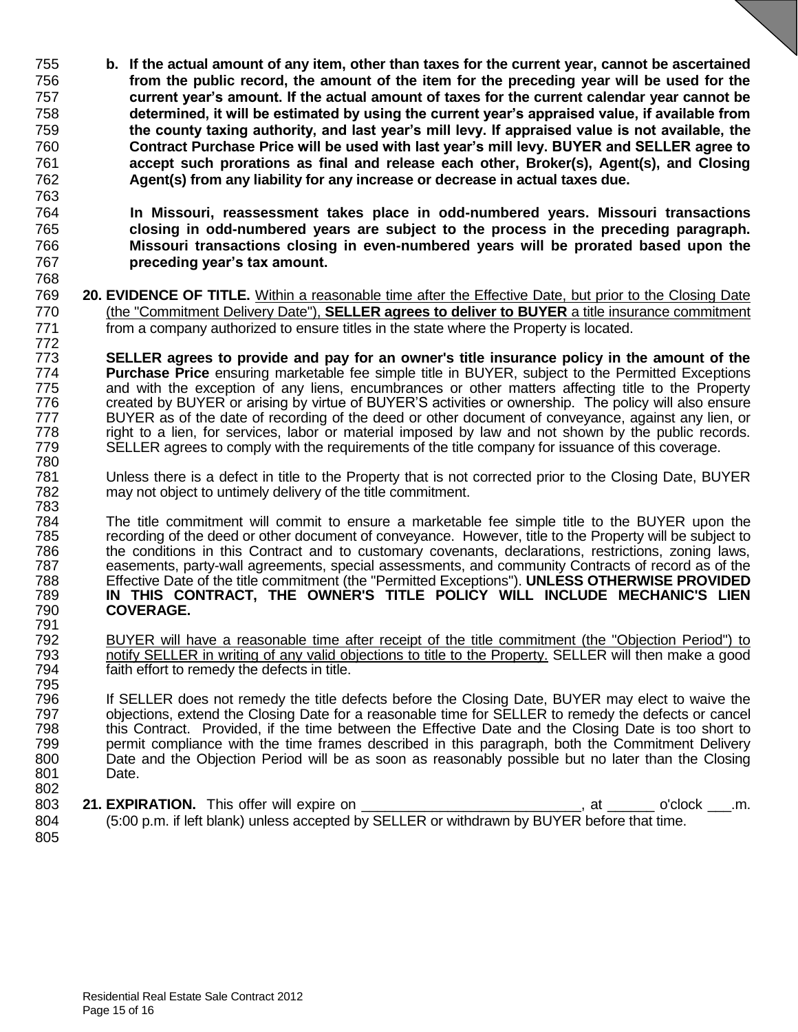**b. If the actual amount of any item, other than taxes for the current year, cannot be ascertained from the public record, the amount of the item for the preceding year will be used for the current year's amount. If the actual amount of taxes for the current calendar year cannot be determined, it will be estimated by using the current year's appraised value, if available from the county taxing authority, and last year's mill levy. If appraised value is not available, the Contract Purchase Price will be used with last year's mill levy. BUYER and SELLER agree to accept such prorations as final and release each other, Broker(s), Agent(s), and Closing Agent(s) from any liability for any increase or decrease in actual taxes due.**

**In Missouri, reassessment takes place in odd-numbered years. Missouri transactions closing in odd-numbered years are subject to the process in the preceding paragraph. Missouri transactions closing in even-numbered years will be prorated based upon the preceding year's tax amount.**

**20. EVIDENCE OF TITLE.** Within a reasonable time after the Effective Date, but prior to the Closing Date (the "Commitment Delivery Date"), **SELLER agrees to deliver to BUYER** a title insurance commitment from a company authorized to ensure titles in the state where the Property is located.

**SELLER agrees to provide and pay for an owner's title insurance policy in the amount of the Purchase Price** ensuring marketable fee simple title in BUYER, subject to the Permitted Exceptions and with the exception of any liens, encumbrances or other matters affecting title to the Property created by BUYER or arising by virtue of BUYER'S activities or ownership. The policy will also ensure BUYER as of the date of recording of the deed or other document of conveyance, against any lien, or right to a lien, for services, labor or material imposed by law and not shown by the public records. SELLER agrees to comply with the requirements of the title company for issuance of this coverage.

Unless there is a defect in title to the Property that is not corrected prior to the Closing Date, BUYER may not object to untimely delivery of the title commitment.

The title commitment will commit to ensure a marketable fee simple title to the BUYER upon the recording of the deed or other document of conveyance. However, title to the Property will be subject to the conditions in this Contract and to customary covenants, declarations, restrictions, zoning laws, easements, party-wall agreements, special assessments, and community Contracts of record as of the Effective Date of the title commitment (the "Permitted Exceptions"). **UNLESS OTHERWISE PROVIDED IN THIS CONTRACT, THE OWNER'S TITLE POLICY WILL INCLUDE MECHANIC'S LIEN COVERAGE.**

BUYER will have a reasonable time after receipt of the title commitment (the "Objection Period") to notify SELLER in writing of any valid objections to title to the Property. SELLER will then make a good faith effort to remedy the defects in title.

If SELLER does not remedy the title defects before the Closing Date, BUYER may elect to waive the objections, extend the Closing Date for a reasonable time for SELLER to remedy the defects or cancel this Contract. Provided, if the time between the Effective Date and the Closing Date is too short to permit compliance with the time frames described in this paragraph, both the Commitment Delivery Date and the Objection Period will be as soon as reasonably possible but no later than the Closing Date.

**21. EXPIRATION.** This offer will expire on ____________________________, at ______ o'clock ___.m. (5:00 p.m. if left blank) unless accepted by SELLER or withdrawn by BUYER before that time.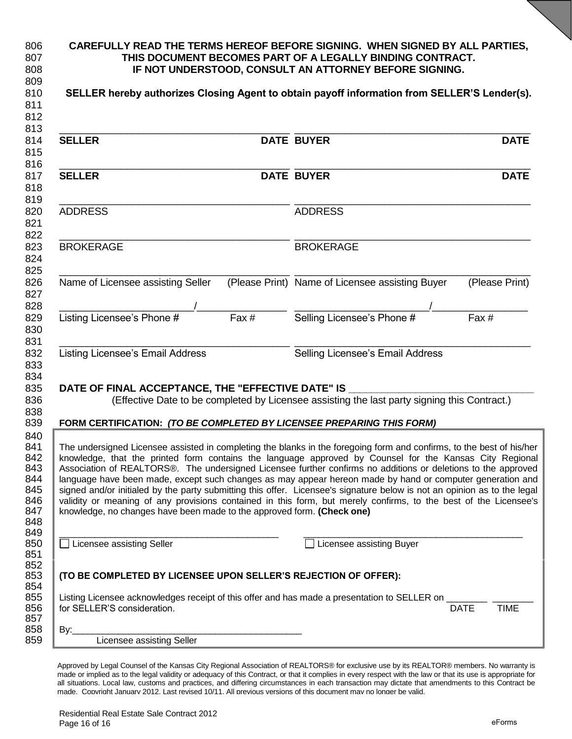**CAREFULLY READ THE TERMS HEREOF BEFORE SIGNING. WHEN SIGNED BY ALL PARTIES, THIS DOCUMENT BECOMES PART OF A LEGALLY BINDING CONTRACT. IF NOT UNDERSTOOD, CONSULT AN ATTORNEY BEFORE SIGNING.**

**SELLER hereby authorizes Closing Agent to obtain payoff information from SELLER'S Lender(s).**

| | |
|---|---|
| ______________________________ | ______________________________ |
| **SELLER** **DATE** | **BUYER** **DATE** |
| ______________________________ | ______________________________ |
| **SELLER** **DATE** | **BUYER** **DATE** |
| ______________________________ | ______________________________ |
| ADDRESS | ADDRESS |
| ______________________________ | ______________________________ |
| BROKERAGE | BROKERAGE |
| ______________________________ | ______________________________ |
| Name of Licensee assisting Seller (Please Print) | Name of Licensee assisting Buyer (Please Print) |
| ________________/______________ | ________________/______________ |
| Listing Licensee's Phone # Fax # | Selling Licensee's Phone # Fax # |
| ______________________________ | ______________________________ |
| Listing Licensee's Email Address | Selling Licensee's Email Address |

**DATE OF FINAL ACCEPTANCE, THE "EFFECTIVE DATE" IS ______________________________**

(Effective Date to be completed by Licensee assisting the last party signing this Contract.)

**FORM CERTIFICATION:** ***(TO BE COMPLETED BY LICENSEE PREPARING THIS FORM)***

The undersigned Licensee assisted in completing the blanks in the foregoing form and confirms, to the best of his/her knowledge, that the printed form contains the language approved by Counsel for the Kansas City Regional Association of REALTORS®. The undersigned Licensee further confirms no additions or deletions to the approved language have been made, except such changes as may appear hereon made by hand or computer generation and signed and/or initialed by the party submitting this offer. Licensee's signature below is not an opinion as to the legal validity or meaning of any provisions contained in this form, but merely confirms, to the best of the Licensee's knowledge, no changes have been made to the approved form. **(Check one)**

______________________________ ______________________________

☐ Licensee assisting Seller ☐ Licensee assisting Buyer

**(TO BE COMPLETED BY LICENSEE UPON SELLER'S REJECTION OF OFFER):**

Listing Licensee acknowledges receipt of this offer and has made a presentation to SELLER on ________ ________ for SELLER'S consideration.
DATE TIME

By:______________________________
Licensee assisting Seller

Approved by Legal Counsel of the Kansas City Regional Association of REALTORS® for exclusive use by its REALTOR® members. No warranty is made or implied as to the legal validity or adequacy of this Contract, or that it complies in every respect with the law or that its use is appropriate for all situations. Local law, customs and practices, and differing circumstances in each transaction may dictate that amendments to this Contract be made. Copyright January 2012. Last revised 10/11. All previous versions of this document may no longer be valid.

Residential Real Estate Sale Contract 2012